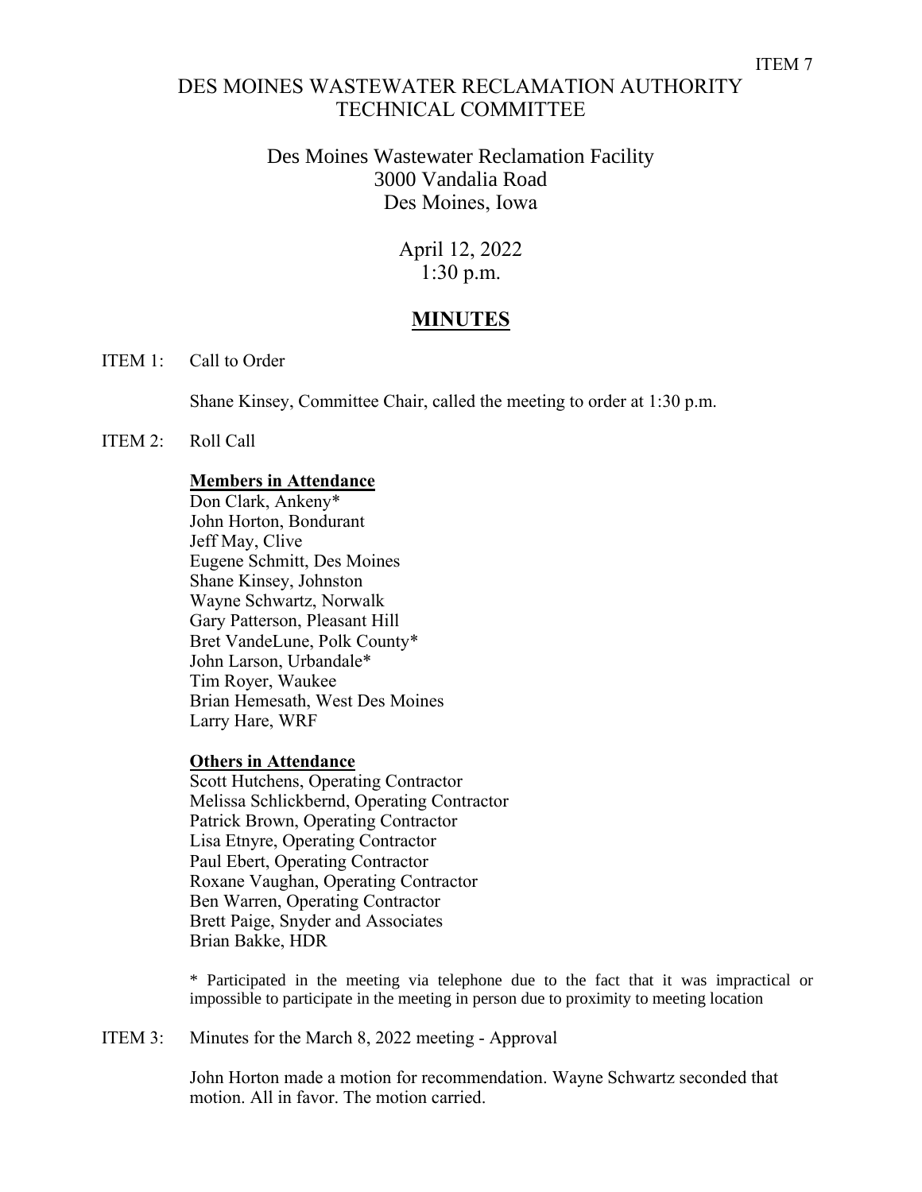ITEM 7

# DES MOINES WASTEWATER RECLAMATION AUTHORITY TECHNICAL COMMITTEE

Des Moines Wastewater Reclamation Facility
3000 Vandalia Road
Des Moines, Iowa

April 12, 2022
1:30 p.m.

## MINUTES

ITEM 1: Call to Order

Shane Kinsey, Committee Chair, called the meeting to order at 1:30 p.m.

ITEM 2: Roll Call

**Members in Attendance**

Don Clark, Ankeny*
John Horton, Bondurant
Jeff May, Clive
Eugene Schmitt, Des Moines
Shane Kinsey, Johnston
Wayne Schwartz, Norwalk
Gary Patterson, Pleasant Hill
Bret VandeLune, Polk County*
John Larson, Urbandale*
Tim Royer, Waukee
Brian Hemesath, West Des Moines
Larry Hare, WRF

**Others in Attendance**

Scott Hutchens, Operating Contractor
Melissa Schlickbernd, Operating Contractor
Patrick Brown, Operating Contractor
Lisa Etnyre, Operating Contractor
Paul Ebert, Operating Contractor
Roxane Vaughan, Operating Contractor
Ben Warren, Operating Contractor
Brett Paige, Snyder and Associates
Brian Bakke, HDR

* Participated in the meeting via telephone due to the fact that it was impractical or impossible to participate in the meeting in person due to proximity to meeting location

ITEM 3: Minutes for the March 8, 2022 meeting - Approval

John Horton made a motion for recommendation. Wayne Schwartz seconded that motion. All in favor. The motion carried.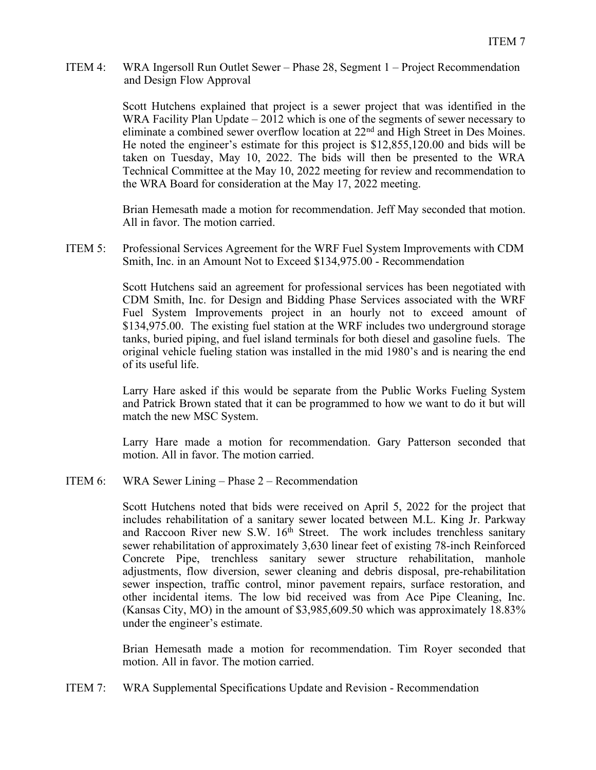ITEM 4: WRA Ingersoll Run Outlet Sewer – Phase 28, Segment 1 – Project Recommendation and Design Flow Approval

Scott Hutchens explained that project is a sewer project that was identified in the WRA Facility Plan Update – 2012 which is one of the segments of sewer necessary to eliminate a combined sewer overflow location at 22nd and High Street in Des Moines. He noted the engineer's estimate for this project is $12,855,120.00 and bids will be taken on Tuesday, May 10, 2022. The bids will then be presented to the WRA Technical Committee at the May 10, 2022 meeting for review and recommendation to the WRA Board for consideration at the May 17, 2022 meeting.

Brian Hemesath made a motion for recommendation. Jeff May seconded that motion. All in favor. The motion carried.

ITEM 5: Professional Services Agreement for the WRF Fuel System Improvements with CDM Smith, Inc. in an Amount Not to Exceed $134,975.00 - Recommendation

Scott Hutchens said an agreement for professional services has been negotiated with CDM Smith, Inc. for Design and Bidding Phase Services associated with the WRF Fuel System Improvements project in an hourly not to exceed amount of $134,975.00. The existing fuel station at the WRF includes two underground storage tanks, buried piping, and fuel island terminals for both diesel and gasoline fuels. The original vehicle fueling station was installed in the mid 1980's and is nearing the end of its useful life.

Larry Hare asked if this would be separate from the Public Works Fueling System and Patrick Brown stated that it can be programmed to how we want to do it but will match the new MSC System.

Larry Hare made a motion for recommendation. Gary Patterson seconded that motion. All in favor. The motion carried.

ITEM 6: WRA Sewer Lining – Phase 2 – Recommendation

Scott Hutchens noted that bids were received on April 5, 2022 for the project that includes rehabilitation of a sanitary sewer located between M.L. King Jr. Parkway and Raccoon River new S.W. 16th Street. The work includes trenchless sanitary sewer rehabilitation of approximately 3,630 linear feet of existing 78-inch Reinforced Concrete Pipe, trenchless sanitary sewer structure rehabilitation, manhole adjustments, flow diversion, sewer cleaning and debris disposal, pre-rehabilitation sewer inspection, traffic control, minor pavement repairs, surface restoration, and other incidental items. The low bid received was from Ace Pipe Cleaning, Inc. (Kansas City, MO) in the amount of $3,985,609.50 which was approximately 18.83% under the engineer's estimate.

Brian Hemesath made a motion for recommendation. Tim Royer seconded that motion. All in favor. The motion carried.

ITEM 7: WRA Supplemental Specifications Update and Revision - Recommendation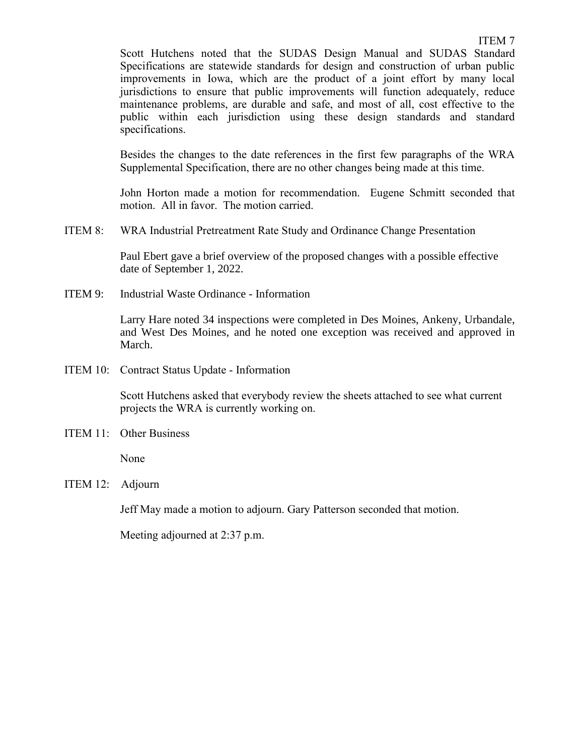ITEM 7

Scott Hutchens noted that the SUDAS Design Manual and SUDAS Standard Specifications are statewide standards for design and construction of urban public improvements in Iowa, which are the product of a joint effort by many local jurisdictions to ensure that public improvements will function adequately, reduce maintenance problems, are durable and safe, and most of all, cost effective to the public within each jurisdiction using these design standards and standard specifications.

Besides the changes to the date references in the first few paragraphs of the WRA Supplemental Specification, there are no other changes being made at this time.

John Horton made a motion for recommendation. Eugene Schmitt seconded that motion. All in favor. The motion carried.

ITEM 8: WRA Industrial Pretreatment Rate Study and Ordinance Change Presentation

Paul Ebert gave a brief overview of the proposed changes with a possible effective date of September 1, 2022.

ITEM 9: Industrial Waste Ordinance - Information

Larry Hare noted 34 inspections were completed in Des Moines, Ankeny, Urbandale, and West Des Moines, and he noted one exception was received and approved in March.

ITEM 10: Contract Status Update - Information

Scott Hutchens asked that everybody review the sheets attached to see what current projects the WRA is currently working on.

ITEM 11: Other Business

None

ITEM 12: Adjourn

Jeff May made a motion to adjourn. Gary Patterson seconded that motion.

Meeting adjourned at 2:37 p.m.